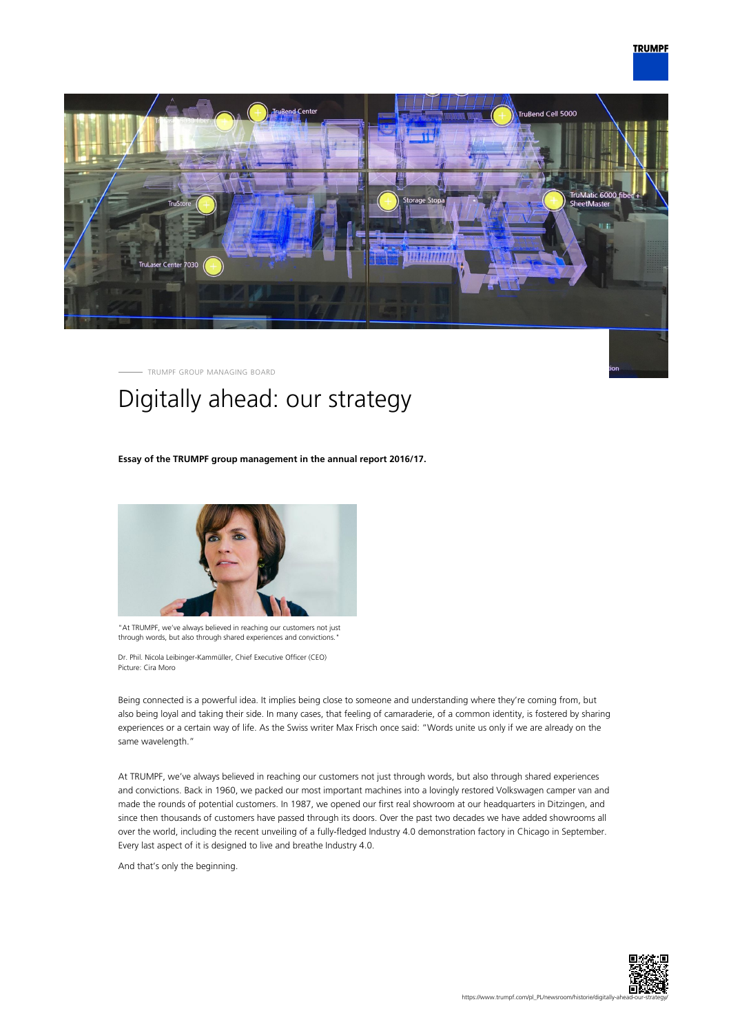TRUMPF GROUP MANAGING BOARD

# Digitally ahead: our strategy

**Essay of the TRUMPF group management in the annual report 2016/17.**

"At TRUMPF, we've always believed in reaching our customers not just through words, but also through shared experiences and convictions."

Dr. Phil. Nicola Leibinger-Kammüller, Chief Executive Officer (CEO)
Picture: Cira Moro

Being connected is a powerful idea. It implies being close to someone and understanding where they're coming from, but also being loyal and taking their side. In many cases, that feeling of camaraderie, of a common identity, is fostered by sharing experiences or a certain way of life. As the Swiss writer Max Frisch once said: "Words unite us only if we are already on the same wavelength."

At TRUMPF, we've always believed in reaching our customers not just through words, but also through shared experiences and convictions. Back in 1960, we packed our most important machines into a lovingly restored Volkswagen camper van and made the rounds of potential customers. In 1987, we opened our first real showroom at our headquarters in Ditzingen, and since then thousands of customers have passed through its doors. Over the past two decades we have added showrooms all over the world, including the recent unveiling of a fully-fledged Industry 4.0 demonstration factory in Chicago in September. Every last aspect of it is designed to live and breathe Industry 4.0.

And that's only the beginning.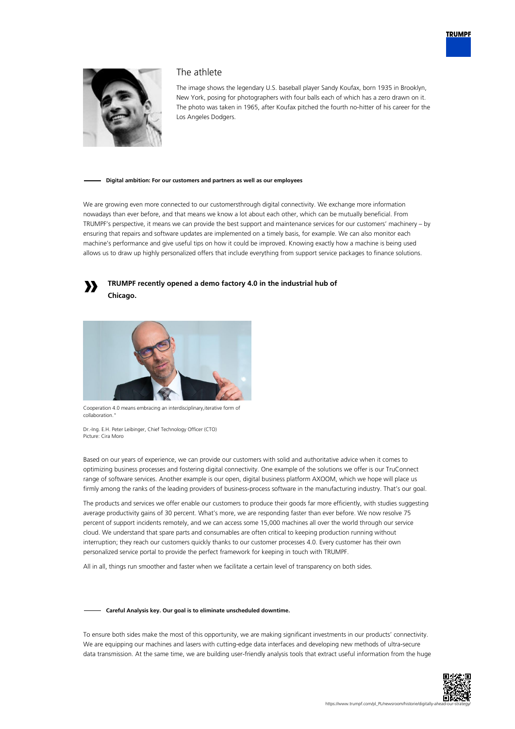### The athlete

The image shows the legendary U.S. baseball player Sandy Koufax, born 1935 in Brooklyn, New York, posing for photographers with four balls each of which has a zero drawn on it. The photo was taken in 1965, after Koufax pitched the fourth no-hitter of his career for the Los Angeles Dodgers.

**Digital ambition: For our customers and partners as well as our employees**

We are growing even more connected to our customersthrough digital connectivity. We exchange more information nowadays than ever before, and that means we know a lot about each other, which can be mutually beneficial. From TRUMPF's perspective, it means we can provide the best support and maintenance services for our customers' machinery – by ensuring that repairs and software updates are implemented on a timely basis, for example. We can also monitor each machine's performance and give useful tips on how it could be improved. Knowing exactly how a machine is being used allows us to draw up highly personalized offers that include everything from support service packages to finance solutions.

> **TRUMPF recently opened a demo factory 4.0 in the industrial hub of Chicago.**

Cooperation 4.0 means embracing an interdisciplinary,iterative form of collaboration."

Dr.-Ing. E.H. Peter Leibinger, Chief Technology Officer (CTO)
Picture: Cira Moro

Based on our years of experience, we can provide our customers with solid and authoritative advice when it comes to optimizing business processes and fostering digital connectivity. One example of the solutions we offer is our TruConnect range of software services. Another example is our open, digital business platform AXOOM, which we hope will place us firmly among the ranks of the leading providers of business-process software in the manufacturing industry. That's our goal.

The products and services we offer enable our customers to produce their goods far more efficiently, with studies suggesting average productivity gains of 30 percent. What's more, we are responding faster than ever before. We now resolve 75 percent of support incidents remotely, and we can access some 15,000 machines all over the world through our service cloud. We understand that spare parts and consumables are often critical to keeping production running without interruption; they reach our customers quickly thanks to our customer processes 4.0. Every customer has their own personalized service portal to provide the perfect framework for keeping in touch with TRUMPF.

All in all, things run smoother and faster when we facilitate a certain level of transparency on both sides.

**Careful Analysis key. Our goal is to eliminate unscheduled downtime.**

To ensure both sides make the most of this opportunity, we are making significant investments in our products' connectivity. We are equipping our machines and lasers with cutting-edge data interfaces and developing new methods of ultra-secure data transmission. At the same time, we are building user-friendly analysis tools that extract useful information from the huge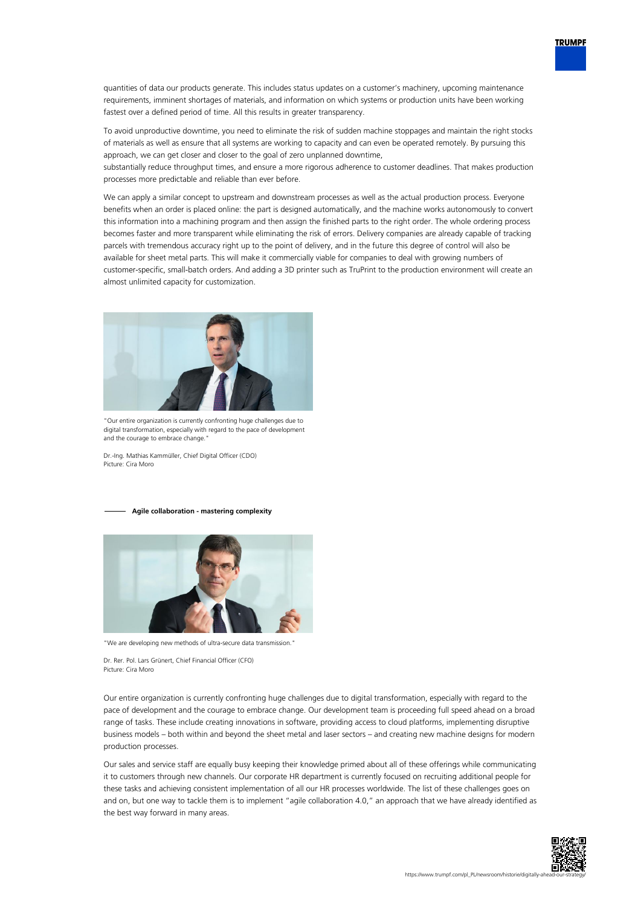quantities of data our products generate. This includes status updates on a customer's machinery, upcoming maintenance requirements, imminent shortages of materials, and information on which systems or production units have been working fastest over a defined period of time. All this results in greater transparency.

To avoid unproductive downtime, you need to eliminate the risk of sudden machine stoppages and maintain the right stocks of materials as well as ensure that all systems are working to capacity and can even be operated remotely. By pursuing this approach, we can get closer and closer to the goal of zero unplanned downtime,
substantially reduce throughput times, and ensure a more rigorous adherence to customer deadlines. That makes production processes more predictable and reliable than ever before.

We can apply a similar concept to upstream and downstream processes as well as the actual production process. Everyone benefits when an order is placed online: the part is designed automatically, and the machine works autonomously to convert this information into a machining program and then assign the finished parts to the right order. The whole ordering process becomes faster and more transparent while eliminating the risk of errors. Delivery companies are already capable of tracking parcels with tremendous accuracy right up to the point of delivery, and in the future this degree of control will also be available for sheet metal parts. This will make it commercially viable for companies to deal with growing numbers of customer-specific, small-batch orders. And adding a 3D printer such as TruPrint to the production environment will create an almost unlimited capacity for customization.

"Our entire organization is currently confronting huge challenges due to digital transformation, especially with regard to the pace of development and the courage to embrace change."

Dr.-Ing. Mathias Kammüller, Chief Digital Officer (CDO)
Picture: Cira Moro

## Agile collaboration - mastering complexity

"We are developing new methods of ultra-secure data transmission."

Dr. Rer. Pol. Lars Grünert, Chief Financial Officer (CFO)
Picture: Cira Moro

Our entire organization is currently confronting huge challenges due to digital transformation, especially with regard to the pace of development and the courage to embrace change. Our development team is proceeding full speed ahead on a broad range of tasks. These include creating innovations in software, providing access to cloud platforms, implementing disruptive business models – both within and beyond the sheet metal and laser sectors – and creating new machine designs for modern production processes.

Our sales and service staff are equally busy keeping their knowledge primed about all of these offerings while communicating it to customers through new channels. Our corporate HR department is currently focused on recruiting additional people for these tasks and achieving consistent implementation of all our HR processes worldwide. The list of these challenges goes on and on, but one way to tackle them is to implement "agile collaboration 4.0," an approach that we have already identified as the best way forward in many areas.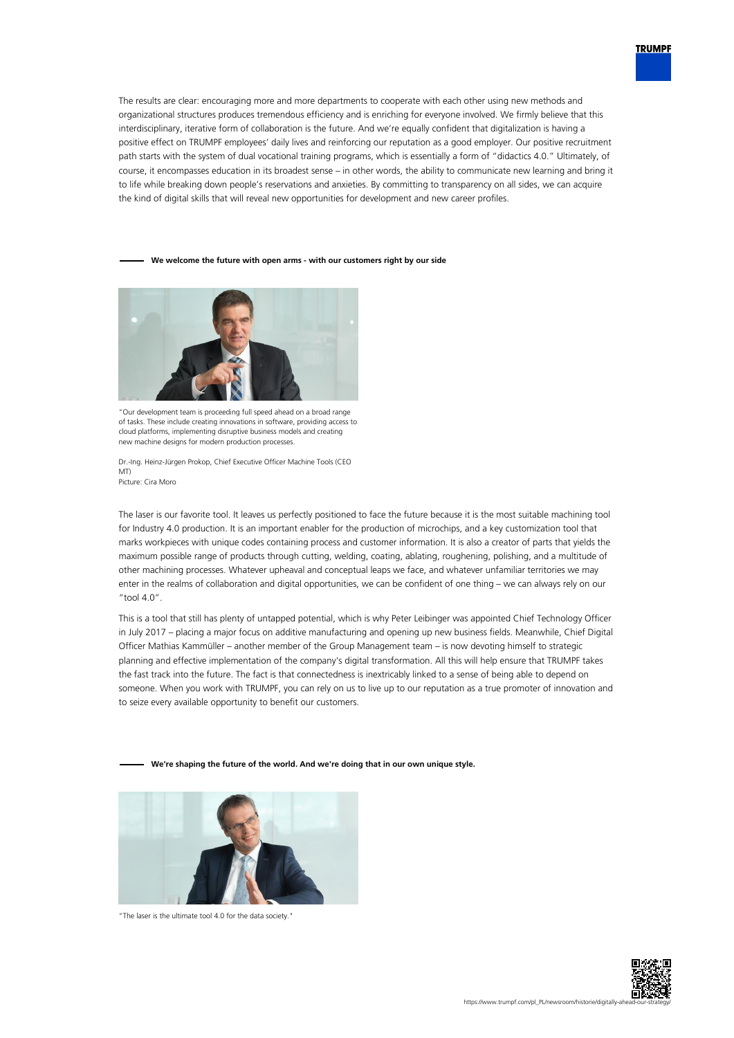The results are clear: encouraging more and more departments to cooperate with each other using new methods and organizational structures produces tremendous efficiency and is enriching for everyone involved. We firmly believe that this interdisciplinary, iterative form of collaboration is the future. And we're equally confident that digitalization is having a positive effect on TRUMPF employees' daily lives and reinforcing our reputation as a good employer. Our positive recruitment path starts with the system of dual vocational training programs, which is essentially a form of "didactics 4.0." Ultimately, of course, it encompasses education in its broadest sense – in other words, the ability to communicate new learning and bring it to life while breaking down people's reservations and anxieties. By committing to transparency on all sides, we can acquire the kind of digital skills that will reveal new opportunities for development and new career profiles.

## We welcome the future with open arms - with our customers right by our side

"Our development team is proceeding full speed ahead on a broad range of tasks. These include creating innovations in software, providing access to cloud platforms, implementing disruptive business models and creating new machine designs for modern production processes.

Dr.-Ing. Heinz-Jürgen Prokop, Chief Executive Officer Machine Tools (CEO MT)
Picture: Cira Moro

The laser is our favorite tool. It leaves us perfectly positioned to face the future because it is the most suitable machining tool for Industry 4.0 production. It is an important enabler for the production of microchips, and a key customization tool that marks workpieces with unique codes containing process and customer information. It is also a creator of parts that yields the maximum possible range of products through cutting, welding, coating, ablating, roughening, polishing, and a multitude of other machining processes. Whatever upheaval and conceptual leaps we face, and whatever unfamiliar territories we may enter in the realms of collaboration and digital opportunities, we can be confident of one thing – we can always rely on our "tool 4.0".

This is a tool that still has plenty of untapped potential, which is why Peter Leibinger was appointed Chief Technology Officer in July 2017 – placing a major focus on additive manufacturing and opening up new business fields. Meanwhile, Chief Digital Officer Mathias Kammüller – another member of the Group Management team – is now devoting himself to strategic planning and effective implementation of the company's digital transformation. All this will help ensure that TRUMPF takes the fast track into the future. The fact is that connectedness is inextricably linked to a sense of being able to depend on someone. When you work with TRUMPF, you can rely on us to live up to our reputation as a true promoter of innovation and to seize every available opportunity to benefit our customers.

## We're shaping the future of the world. And we're doing that in our own unique style.

"The laser is the ultimate tool 4.0 for the data society."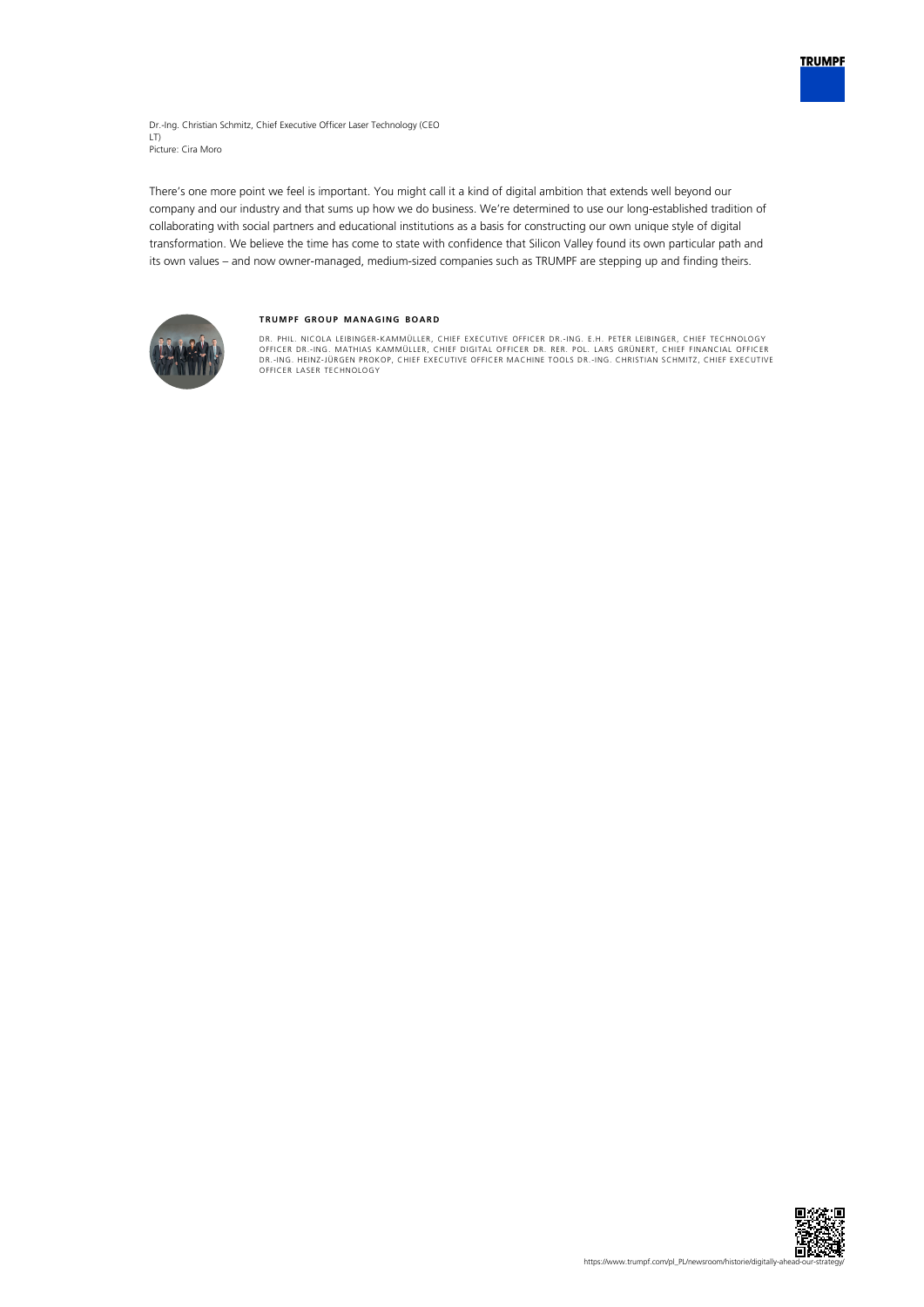Dr.-Ing. Christian Schmitz, Chief Executive Officer Laser Technology (CEO LT)
Picture: Cira Moro

There's one more point we feel is important. You might call it a kind of digital ambition that extends well beyond our company and our industry and that sums up how we do business. We're determined to use our long-established tradition of collaborating with social partners and educational institutions as a basis for constructing our own unique style of digital transformation. We believe the time has come to state with confidence that Silicon Valley found its own particular path and its own values – and now owner-managed, medium-sized companies such as TRUMPF are stepping up and finding theirs.

**TRUMPF GROUP MANAGING BOARD**

DR. PHIL. NICOLA LEIBINGER-KAMMÜLLER, CHIEF EXECUTIVE OFFICER DR.-ING. E.H. PETER LEIBINGER, CHIEF TECHNOLOGY OFFICER DR.-ING. MATHIAS KAMMÜLLER, CHIEF DIGITAL OFFICER DR. RER. POL. LARS GRÜNERT, CHIEF FINANCIAL OFFICER DR.-ING. HEINZ-JÜRGEN PROKOP, CHIEF EXECUTIVE OFFICER MACHINE TOOLS DR.-ING. CHRISTIAN SCHMITZ, CHIEF EXECUTIVE OFFICER LASER TECHNOLOGY